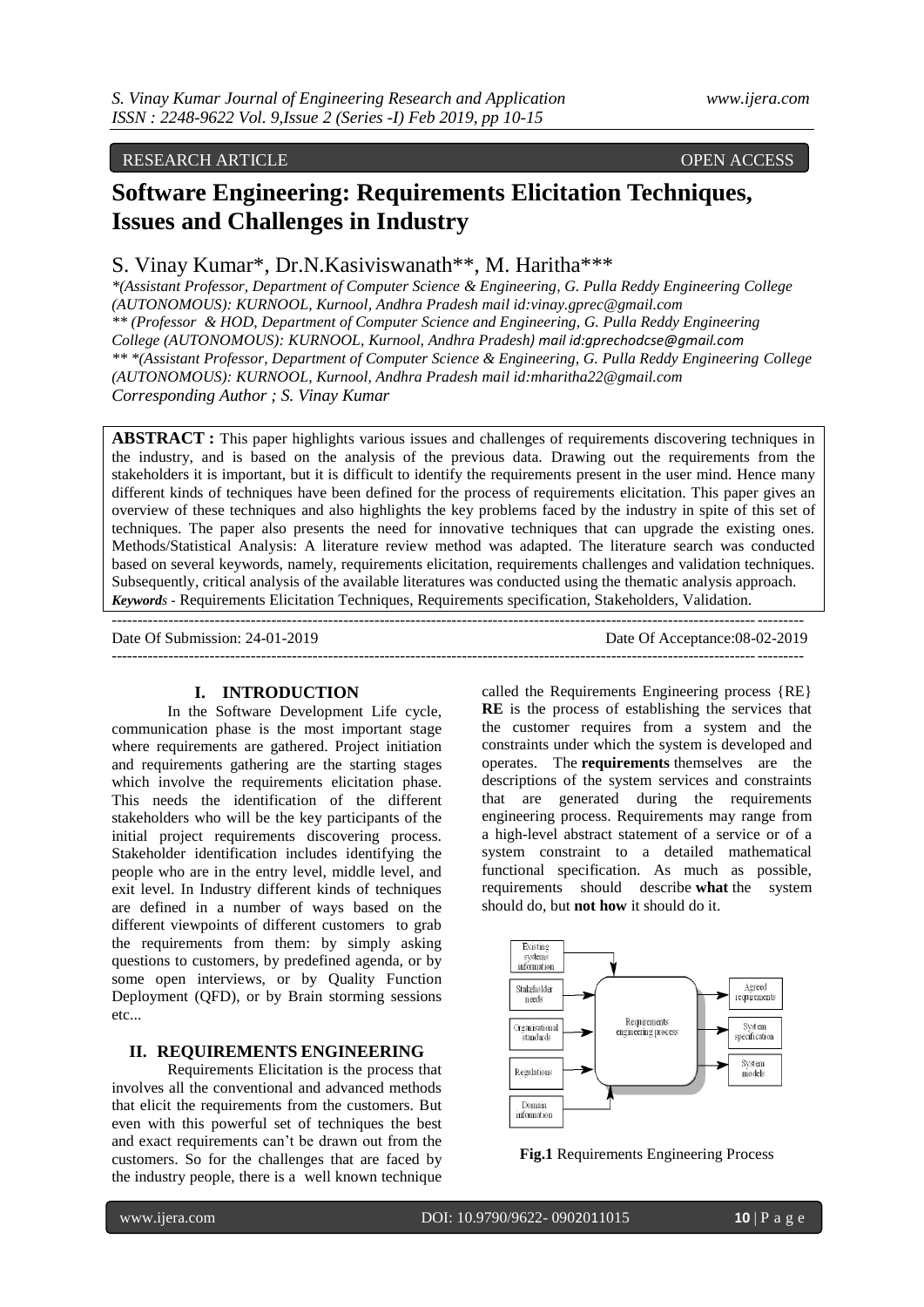RESEARCH ARTICLE OPEN ACCESS

# Software Engineering: Requirements Elicitation Techniques, Issues and Challenges in Industry

S. Vinay Kumar*, Dr.N.Kasiviswanath**, M. Haritha***

*\*(Assistant Professor, Department of Computer Science & Engineering, G. Pulla Reddy Engineering College (AUTONOMOUS): KURNOOL, Kurnool, Andhra Pradesh mail id:vinay.gprec@gmail.com*
*\*\* (Professor & HOD, Department of Computer Science and Engineering, G. Pulla Reddy Engineering College (AUTONOMOUS): KURNOOL, Kurnool, Andhra Pradesh) mail id:gprechodcse@gmail.com*
*\*\* \*(Assistant Professor, Department of Computer Science & Engineering, G. Pulla Reddy Engineering College (AUTONOMOUS): KURNOOL, Kurnool, Andhra Pradesh mail id:mharitha22@gmail.com*
*Corresponding Author ; S. Vinay Kumar*

**ABSTRACT :** This paper highlights various issues and challenges of requirements discovering techniques in the industry, and is based on the analysis of the previous data. Drawing out the requirements from the stakeholders it is important, but it is difficult to identify the requirements present in the user mind. Hence many different kinds of techniques have been defined for the process of requirements elicitation. This paper gives an overview of these techniques and also highlights the key problems faced by the industry in spite of this set of techniques. The paper also presents the need for innovative techniques that can upgrade the existing ones. Methods/Statistical Analysis: A literature review method was adapted. The literature search was conducted based on several keywords, namely, requirements elicitation, requirements challenges and validation techniques. Subsequently, critical analysis of the available literatures was conducted using the thematic analysis approach.

***Keywords*** - Requirements Elicitation Techniques, Requirements specification, Stakeholders, Validation.

---

Date Of Submission: 24-01-2019 Date Of Acceptance:08-02-2019

---

## I. INTRODUCTION

In the Software Development Life cycle, communication phase is the most important stage where requirements are gathered. Project initiation and requirements gathering are the starting stages which involve the requirements elicitation phase. This needs the identification of the different stakeholders who will be the key participants of the initial project requirements discovering process. Stakeholder identification includes identifying the people who are in the entry level, middle level, and exit level. In Industry different kinds of techniques are defined in a number of ways based on the different viewpoints of different customers to grab the requirements from them: by simply asking questions to customers, by predefined agenda, or by some open interviews, or by Quality Function Deployment (QFD), or by Brain storming sessions etc...

## II. REQUIREMENTS ENGINEERING

Requirements Elicitation is the process that involves all the conventional and advanced methods that elicit the requirements from the customers. But even with this powerful set of techniques the best and exact requirements can't be drawn out from the customers. So for the challenges that are faced by the industry people, there is a well known technique called the Requirements Engineering process {RE} **RE** is the process of establishing the services that the customer requires from a system and the constraints under which the system is developed and operates. The **requirements** themselves are the descriptions of the system services and constraints that are generated during the requirements engineering process. Requirements may range from a high-level abstract statement of a service or of a system constraint to a detailed mathematical functional specification. As much as possible, requirements should describe **what** the system should do, but **not how** it should do it.

Existing systems' information, Stakeholder needs, Organisational standards, Regulations, Domain information → Requirements engineering process → Agreed requirements, System specification, System models

**Fig.1** Requirements Engineering Process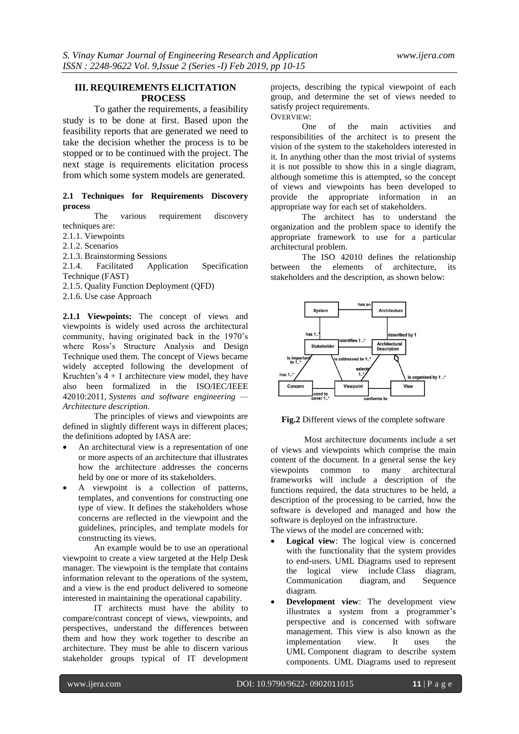## III. REQUIREMENTS ELICITATION PROCESS

To gather the requirements, a feasibility study is to be done at first. Based upon the feasibility reports that are generated we need to take the decision whether the process is to be stopped or to be continued with the project. The next stage is requirements elicitation process from which some system models are generated.

### 2.1 Techniques for Requirements Discovery process

The various requirement discovery techniques are:

2.1.1. Viewpoints
2.1.2. Scenarios
2.1.3. Brainstorming Sessions
2.1.4. Facilitated Application Specification Technique (FAST)
2.1.5. Quality Function Deployment (QFD)
2.1.6. Use case Approach

**2.1.1 Viewpoints:** The concept of views and viewpoints is widely used across the architectural community, having originated back in the 1970's where Ross's Structure Analysis and Design Technique used them. The concept of Views became widely accepted following the development of Kruchten's 4 + 1 architecture view model, they have also been formalized in the ISO/IEC/IEEE 42010:2011, *Systems and software engineering — Architecture description*.

The principles of views and viewpoints are defined in slightly different ways in different places; the definitions adopted by IASA are:

- An architectural view is a representation of one or more aspects of an architecture that illustrates how the architecture addresses the concerns held by one or more of its stakeholders.
- A viewpoint is a collection of patterns, templates, and conventions for constructing one type of view. It defines the stakeholders whose concerns are reflected in the viewpoint and the guidelines, principles, and template models for constructing its views.

An example would be to use an operational viewpoint to create a view targeted at the Help Desk manager. The viewpoint is the template that contains information relevant to the operations of the system, and a view is the end product delivered to someone interested in maintaining the operational capability.

IT architects must have the ability to compare/contrast concept of views, viewpoints, and perspectives, understand the differences between them and how they work together to describe an architecture. They must be able to discern various stakeholder groups typical of IT development projects, describing the typical viewpoint of each group, and determine the set of views needed to satisfy project requirements.

OVERVIEW:

One of the main activities and responsibilities of the architect is to present the vision of the system to the stakeholders interested in it. In anything other than the most trivial of systems it is not possible to show this in a single diagram, although sometime this is attempted, so the concept of views and viewpoints has been developed to provide the appropriate information in an appropriate way for each set of stakeholders.

The architect has to understand the organization and the problem space to identify the appropriate framework to use for a particular architectural problem.

The ISO 42010 defines the relationship between the elements of architecture, its stakeholders and the description, as shown below:

**Fig.2** Different views of the complete software

Most architecture documents include a set of views and viewpoints which comprise the main content of the document. In a general sense the key viewpoints common to many architectural frameworks will include a description of the functions required, the data structures to be held, a description of the processing to be carried, how the software is developed and managed and how the software is deployed on the infrastructure.

The views of the model are concerned with:

- **Logical view**: The logical view is concerned with the functionality that the system provides to end-users. UML Diagrams used to represent the logical view include Class diagram, Communication diagram, and Sequence diagram.
- **Development view**: The development view illustrates a system from a programmer's perspective and is concerned with software management. This view is also known as the implementation view. It uses the UML Component diagram to describe system components. UML Diagrams used to represent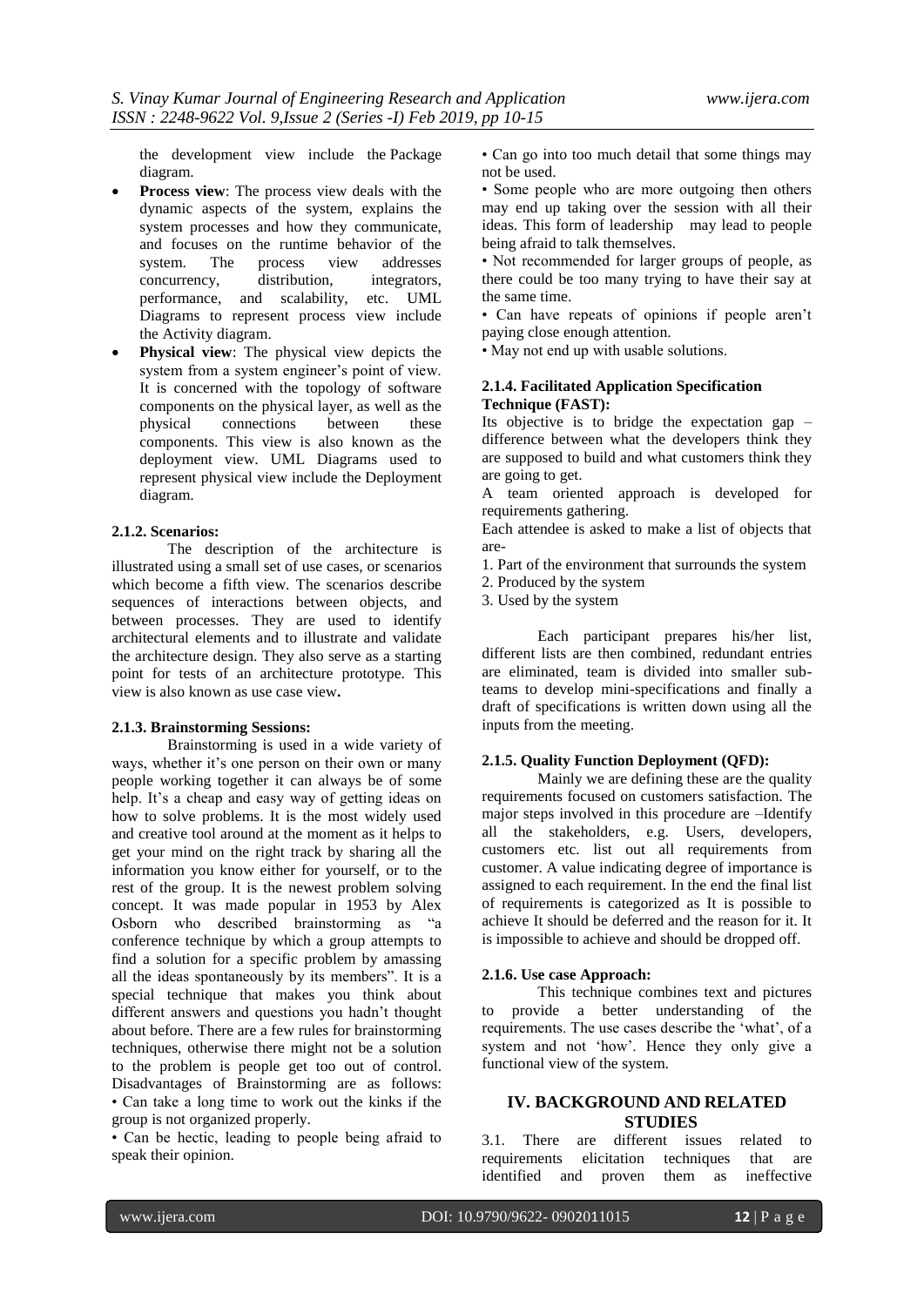the development view include the Package diagram.

- **Process view**: The process view deals with the dynamic aspects of the system, explains the system processes and how they communicate, and focuses on the runtime behavior of the system. The process view addresses concurrency, distribution, integrators, performance, and scalability, etc. UML Diagrams to represent process view include the Activity diagram.
- **Physical view**: The physical view depicts the system from a system engineer's point of view. It is concerned with the topology of software components on the physical layer, as well as the physical connections between these components. This view is also known as the deployment view. UML Diagrams used to represent physical view include the Deployment diagram.

#### 2.1.2. Scenarios:

The description of the architecture is illustrated using a small set of use cases, or scenarios which become a fifth view. The scenarios describe sequences of interactions between objects, and between processes. They are used to identify architectural elements and to illustrate and validate the architecture design. They also serve as a starting point for tests of an architecture prototype. This view is also known as use case view**.**

#### 2.1.3. Brainstorming Sessions:

Brainstorming is used in a wide variety of ways, whether it's one person on their own or many people working together it can always be of some help. It's a cheap and easy way of getting ideas on how to solve problems. It is the most widely used and creative tool around at the moment as it helps to get your mind on the right track by sharing all the information you know either for yourself, or to the rest of the group. It is the newest problem solving concept. It was made popular in 1953 by Alex Osborn who described brainstorming as "a conference technique by which a group attempts to find a solution for a specific problem by amassing all the ideas spontaneously by its members". It is a special technique that makes you think about different answers and questions you hadn't thought about before. There are a few rules for brainstorming techniques, otherwise there might not be a solution to the problem is people get too out of control. Disadvantages of Brainstorming are as follows:

• Can take a long time to work out the kinks if the group is not organized properly.

• Can be hectic, leading to people being afraid to speak their opinion.

• Can go into too much detail that some things may not be used.

• Some people who are more outgoing then others may end up taking over the session with all their ideas. This form of leadership may lead to people being afraid to talk themselves.

• Not recommended for larger groups of people, as there could be too many trying to have their say at the same time.

• Can have repeats of opinions if people aren't paying close enough attention.

• May not end up with usable solutions.

#### 2.1.4. Facilitated Application Specification Technique (FAST):

Its objective is to bridge the expectation gap – difference between what the developers think they are supposed to build and what customers think they are going to get.

A team oriented approach is developed for requirements gathering.

Each attendee is asked to make a list of objects that are-

1. Part of the environment that surrounds the system
2. Produced by the system
3. Used by the system

Each participant prepares his/her list, different lists are then combined, redundant entries are eliminated, team is divided into smaller sub-teams to develop mini-specifications and finally a draft of specifications is written down using all the inputs from the meeting.

#### 2.1.5. Quality Function Deployment (QFD):

Mainly we are defining these are the quality requirements focused on customers satisfaction. The major steps involved in this procedure are –Identify all the stakeholders, e.g. Users, developers, customers etc. list out all requirements from customer. A value indicating degree of importance is assigned to each requirement. In the end the final list of requirements is categorized as It is possible to achieve It should be deferred and the reason for it. It is impossible to achieve and should be dropped off.

#### 2.1.6. Use case Approach:

This technique combines text and pictures to provide a better understanding of the requirements. The use cases describe the 'what', of a system and not 'how'. Hence they only give a functional view of the system.

## IV. BACKGROUND AND RELATED STUDIES

3.1. There are different issues related to requirements elicitation techniques that are identified and proven them as ineffective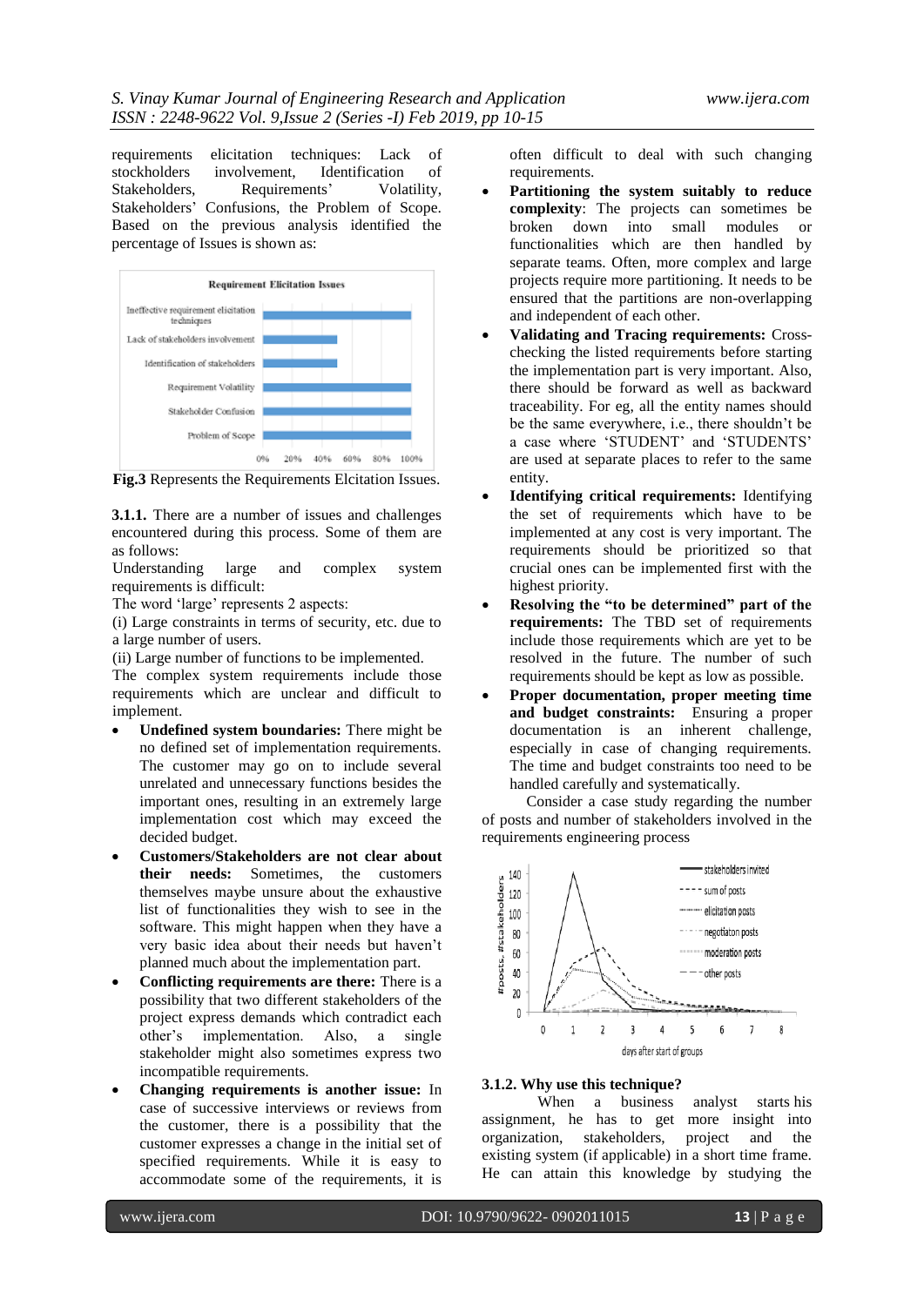requirements elicitation techniques: Lack of stockholders involvement, Identification of Stakeholders, Requirements' Volatility, Stakeholders' Confusions, the Problem of Scope. Based on the previous analysis identified the percentage of Issues is shown as:

**Fig.3** Represents the Requirements Elcitation Issues.

**3.1.1.** There are a number of issues and challenges encountered during this process. Some of them are as follows:

Understanding large and complex system requirements is difficult:

The word 'large' represents 2 aspects:

(i) Large constraints in terms of security, etc. due to a large number of users.

(ii) Large number of functions to be implemented.

The complex system requirements include those requirements which are unclear and difficult to implement.

- **Undefined system boundaries:** There might be no defined set of implementation requirements. The customer may go on to include several unrelated and unnecessary functions besides the important ones, resulting in an extremely large implementation cost which may exceed the decided budget.
- **Customers/Stakeholders are not clear about their needs:** Sometimes, the customers themselves maybe unsure about the exhaustive list of functionalities they wish to see in the software. This might happen when they have a very basic idea about their needs but haven't planned much about the implementation part.
- **Conflicting requirements are there:** There is a possibility that two different stakeholders of the project express demands which contradict each other's implementation. Also, a single stakeholder might also sometimes express two incompatible requirements.
- **Changing requirements is another issue:** In case of successive interviews or reviews from the customer, there is a possibility that the customer expresses a change in the initial set of specified requirements. While it is easy to accommodate some of the requirements, it is often difficult to deal with such changing requirements.
- **Partitioning the system suitably to reduce complexity**: The projects can sometimes be broken down into small modules or functionalities which are then handled by separate teams. Often, more complex and large projects require more partitioning. It needs to be ensured that the partitions are non-overlapping and independent of each other.
- **Validating and Tracing requirements:** Cross-checking the listed requirements before starting the implementation part is very important. Also, there should be forward as well as backward traceability. For eg, all the entity names should be the same everywhere, i.e., there shouldn't be a case where 'STUDENT' and 'STUDENTS' are used at separate places to refer to the same entity.
- **Identifying critical requirements:** Identifying the set of requirements which have to be implemented at any cost is very important. The requirements should be prioritized so that crucial ones can be implemented first with the highest priority.
- **Resolving the "to be determined" part of the requirements:** The TBD set of requirements include those requirements which are yet to be resolved in the future. The number of such requirements should be kept as low as possible.
- **Proper documentation, proper meeting time and budget constraints:** Ensuring a proper documentation is an inherent challenge, especially in case of changing requirements. The time and budget constraints too need to be handled carefully and systematically.

Consider a case study regarding the number of posts and number of stakeholders involved in the requirements engineering process

### 3.1.2. Why use this technique?

When a business analyst starts his assignment, he has to get more insight into organization, stakeholders, project and the existing system (if applicable) in a short time frame. He can attain this knowledge by studying the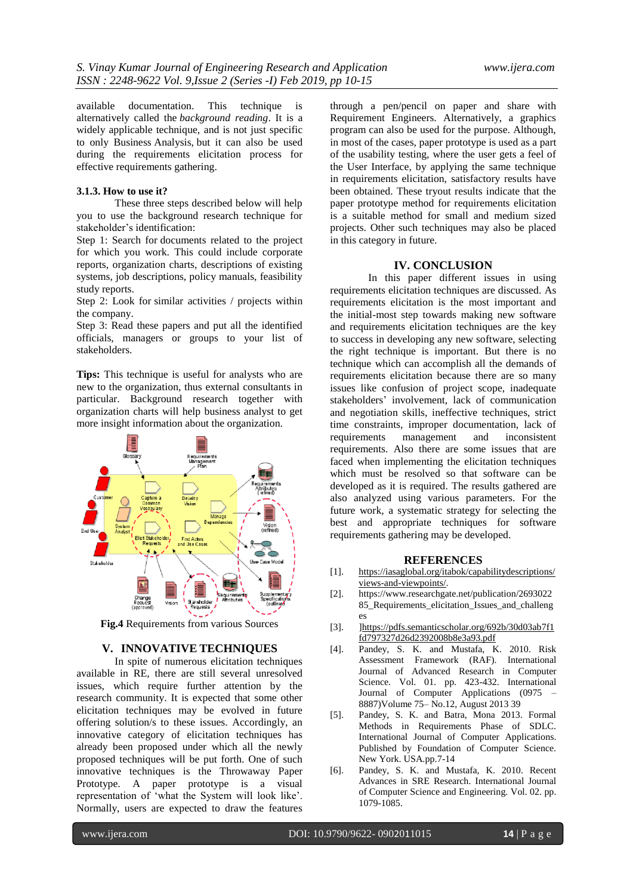available documentation. This technique is alternatively called the *background reading*. It is a widely applicable technique, and is not just specific to only Business Analysis, but it can also be used during the requirements elicitation process for effective requirements gathering.

### 3.1.3. How to use it?

These three steps described below will help you to use the background research technique for stakeholder's identification:

Step 1: Search for documents related to the project for which you work. This could include corporate reports, organization charts, descriptions of existing systems, job descriptions, policy manuals, feasibility study reports.

Step 2: Look for similar activities / projects within the company.

Step 3: Read these papers and put all the identified officials, managers or groups to your list of stakeholders.

**Tips:** This technique is useful for analysts who are new to the organization, thus external consultants in particular. Background research together with organization charts will help business analyst to get more insight information about the organization.

**Fig.4** Requirements from various Sources

## V. INNOVATIVE TECHNIQUES

In spite of numerous elicitation techniques available in RE, there are still several unresolved issues, which require further attention by the research community. It is expected that some other elicitation techniques may be evolved in future offering solution/s to these issues. Accordingly, an innovative category of elicitation techniques has already been proposed under which all the newly proposed techniques will be put forth. One of such innovative techniques is the Throwaway Paper Prototype. A paper prototype is a visual representation of 'what the System will look like'. Normally, users are expected to draw the features through a pen/pencil on paper and share with Requirement Engineers. Alternatively, a graphics program can also be used for the purpose. Although, in most of the cases, paper prototype is used as a part of the usability testing, where the user gets a feel of the User Interface, by applying the same technique in requirements elicitation, satisfactory results have been obtained. These tryout results indicate that the paper prototype method for requirements elicitation is a suitable method for small and medium sized projects. Other such techniques may also be placed in this category in future.

## IV. CONCLUSION

In this paper different issues in using requirements elicitation techniques are discussed. As requirements elicitation is the most important and the initial-most step towards making new software and requirements elicitation techniques are the key to success in developing any new software, selecting the right technique is important. But there is no technique which can accomplish all the demands of requirements elicitation because there are so many issues like confusion of project scope, inadequate stakeholders' involvement, lack of communication and negotiation skills, ineffective techniques, strict time constraints, improper documentation, lack of requirements management and inconsistent requirements. Also there are some issues that are faced when implementing the elicitation techniques which must be resolved so that software can be developed as it is required. The results gathered are also analyzed using various parameters. For the future work, a systematic strategy for selecting the best and appropriate techniques for software requirements gathering may be developed.

## REFERENCES

[1]. https://iasaglobal.org/itabok/capabilitydescriptions/views-and-viewpoints/.

[2]. https://www.researchgate.net/publication/269302285_Requirements_elicitation_Issues_and_challenges

[3]. ]https://pdfs.semanticscholar.org/692b/30d03ab7f1fd797327d26d2392008b8e3a93.pdf

[4]. Pandey, S. K. and Mustafa, K. 2010. Risk Assessment Framework (RAF). International Journal of Advanced Research in Computer Science. Vol. 01. pp. 423-432. International Journal of Computer Applications (0975 – 8887)Volume 75– No.12, August 2013 39

[5]. Pandey, S. K. and Batra, Mona 2013. Formal Methods in Requirements Phase of SDLC. International Journal of Computer Applications. Published by Foundation of Computer Science. New York. USA.pp.7-14

[6]. Pandey, S. K. and Mustafa, K. 2010. Recent Advances in SRE Research. International Journal of Computer Science and Engineering. Vol. 02. pp. 1079-1085.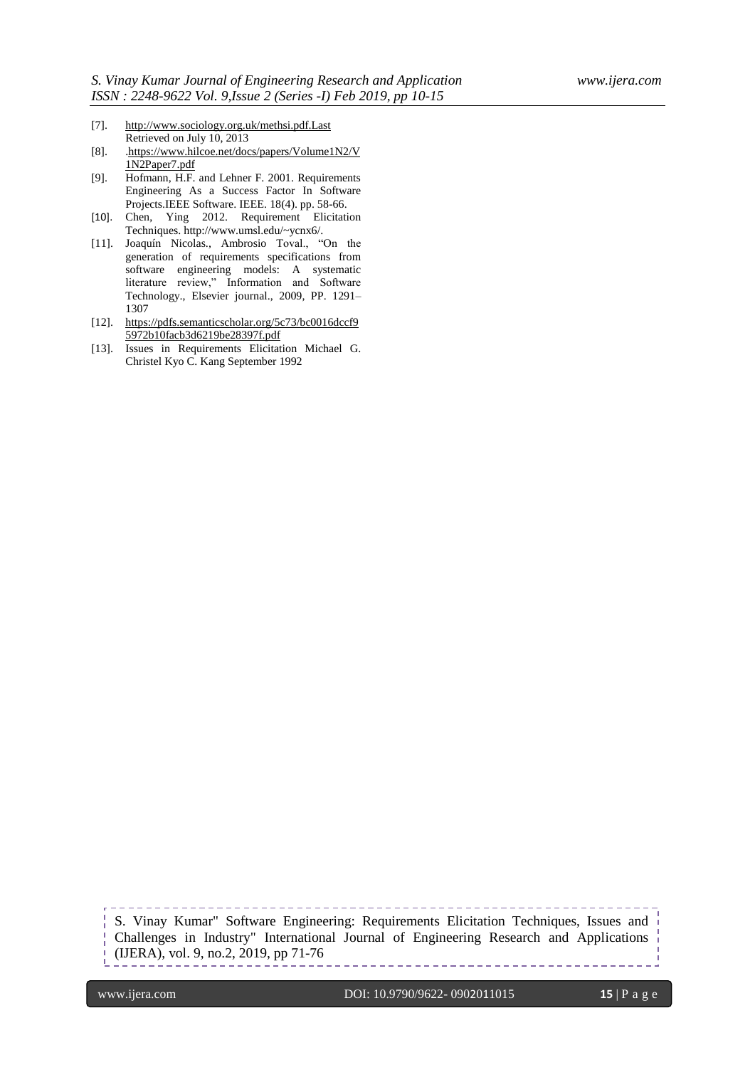[7]. http://www.sociology.org.uk/methsi.pdf.Last Retrieved on July 10, 2013

[8]. .https://www.hilcoe.net/docs/papers/Volume1N2/V1N2Paper7.pdf

[9]. Hofmann, H.F. and Lehner F. 2001. Requirements Engineering As a Success Factor In Software Projects.IEEE Software. IEEE. 18(4). pp. 58-66.

[10]. Chen, Ying 2012. Requirement Elicitation Techniques. http://www.umsl.edu/~ycnx6/.

[11]. Joaquín Nicolas., Ambrosio Toval., "On the generation of requirements specifications from software engineering models: A systematic literature review," Information and Software Technology., Elsevier journal., 2009, PP. 1291–1307

[12]. https://pdfs.semanticscholar.org/5c73/bc0016dccf95972b10facb3d6219be28397f.pdf

[13]. Issues in Requirements Elicitation Michael G. Christel Kyo C. Kang September 1992

S. Vinay Kumar" Software Engineering: Requirements Elicitation Techniques, Issues and Challenges in Industry" International Journal of Engineering Research and Applications (IJERA), vol. 9, no.2, 2019, pp 71-76